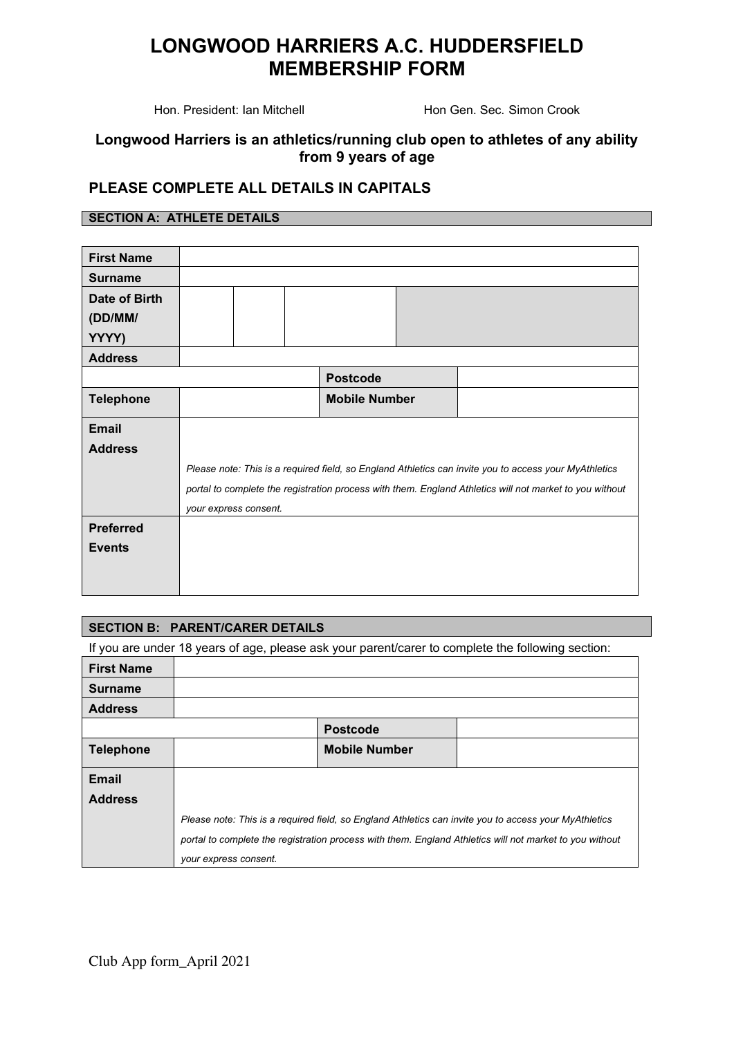# LONGWOOD HARRIERS A.C. HUDDERSFIELD MEMBERSHIP FORM

Hon. President: Ian Mitchell    Hon Gen. Sec. Simon Crook

### Longwood Harriers is an athletics/running club open to athletes of any ability from 9 years of age

## PLEASE COMPLETE ALL DETAILS IN CAPITALS

**SECTION A: ATHLETE DETAILS**

| | | | |
|---|---|---|---|
| **First Name** | | | |
| **Surname** | | | |
| **Date of Birth (DD/MM/YYYY)** | | | |
| **Address** | | | |
| | | **Postcode** | |
| **Telephone** | | **Mobile Number** | |
| **Email Address** | *Please note: This is a required field, so England Athletics can invite you to access your MyAthletics portal to complete the registration process with them. England Athletics will not market to you without your express consent.* | | |
| **Preferred Events** | | | |

**SECTION B: PARENT/CARER DETAILS**

If you are under 18 years of age, please ask your parent/carer to complete the following section:

| | | | |
|---|---|---|---|
| **First Name** | | | |
| **Surname** | | | |
| **Address** | | | |
| | | **Postcode** | |
| **Telephone** | | **Mobile Number** | |
| **Email Address** | *Please note: This is a required field, so England Athletics can invite you to access your MyAthletics portal to complete the registration process with them. England Athletics will not market to you without your express consent.* | | |

Club App form_April 2021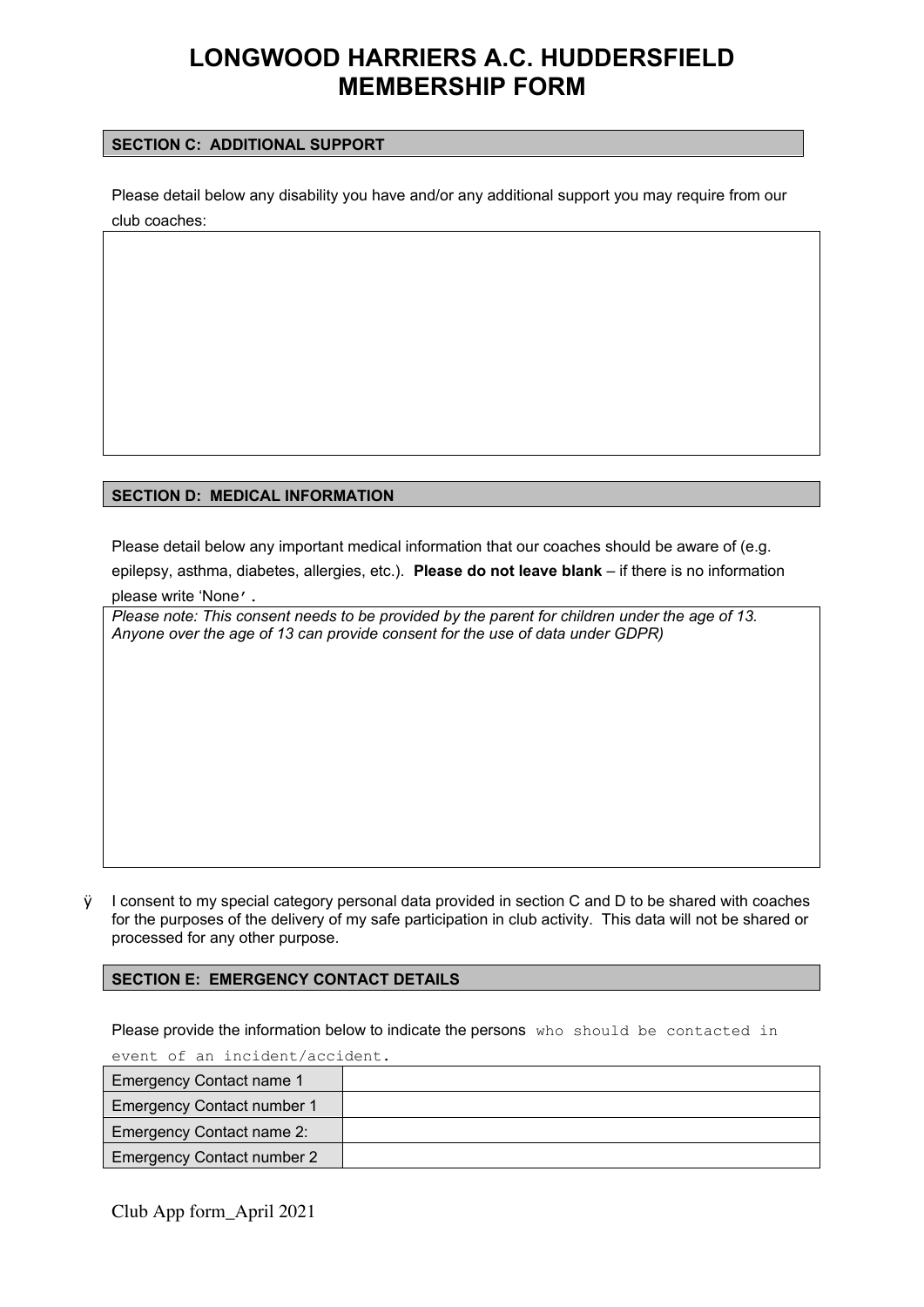# LONGWOOD HARRIERS A.C. HUDDERSFIELD MEMBERSHIP FORM

**SECTION C: ADDITIONAL SUPPORT**

Please detail below any disability you have and/or any additional support you may require from our club coaches:

**SECTION D: MEDICAL INFORMATION**

Please detail below any important medical information that our coaches should be aware of (e.g. epilepsy, asthma, diabetes, allergies, etc.). **Please do not leave blank** – if there is no information please write 'None'.

*Please note: This consent needs to be provided by the parent for children under the age of 13. Anyone over the age of 13 can provide consent for the use of data under GDPR)*

ÿ I consent to my special category personal data provided in section C and D to be shared with coaches for the purposes of the delivery of my safe participation in club activity. This data will not be shared or processed for any other purpose.

**SECTION E: EMERGENCY CONTACT DETAILS**

Please provide the information below to indicate the persons who should be contacted in event of an incident/accident.

| Emergency Contact name 1 | |
|---|---|
| Emergency Contact number 1 | |
| Emergency Contact name 2: | |
| Emergency Contact number 2 | |

Club App form_April 2021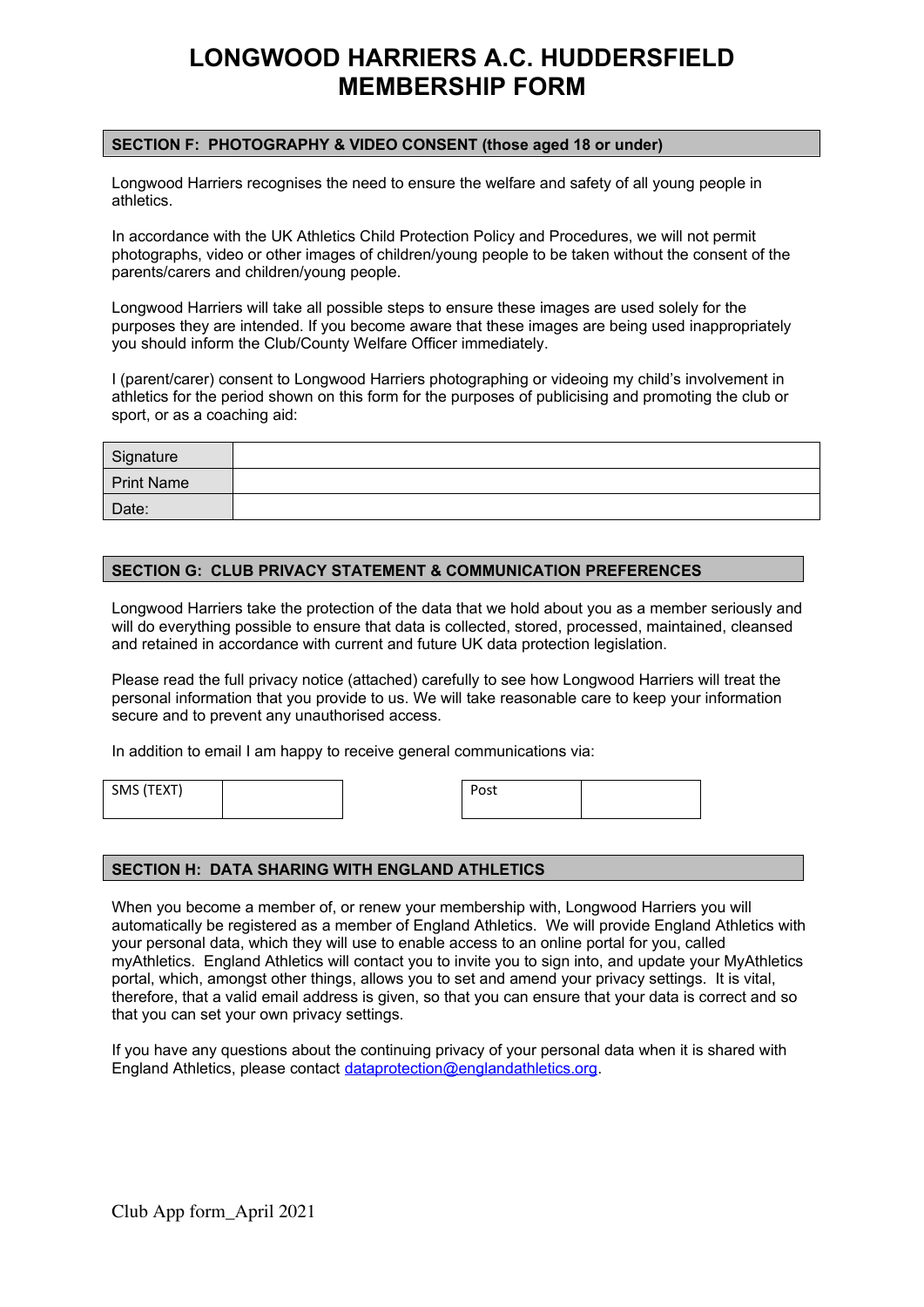# LONGWOOD HARRIERS A.C. HUDDERSFIELD MEMBERSHIP FORM

## SECTION F: PHOTOGRAPHY & VIDEO CONSENT (those aged 18 or under)

Longwood Harriers recognises the need to ensure the welfare and safety of all young people in athletics.

In accordance with the UK Athletics Child Protection Policy and Procedures, we will not permit photographs, video or other images of children/young people to be taken without the consent of the parents/carers and children/young people.

Longwood Harriers will take all possible steps to ensure these images are used solely for the purposes they are intended. If you become aware that these images are being used inappropriately you should inform the Club/County Welfare Officer immediately.

I (parent/carer) consent to Longwood Harriers photographing or videoing my child's involvement in athletics for the period shown on this form for the purposes of publicising and promoting the club or sport, or as a coaching aid:

| | |
|---|---|
| Signature | |
| Print Name | |
| Date: | |

## SECTION G: CLUB PRIVACY STATEMENT & COMMUNICATION PREFERENCES

Longwood Harriers take the protection of the data that we hold about you as a member seriously and will do everything possible to ensure that data is collected, stored, processed, maintained, cleansed and retained in accordance with current and future UK data protection legislation.

Please read the full privacy notice (attached) carefully to see how Longwood Harriers will treat the personal information that you provide to us. We will take reasonable care to keep your information secure and to prevent any unauthorised access.

In addition to email I am happy to receive general communications via:

| | | | | |
|---|---|---|---|---|
| SMS (TEXT) | | | Post | |

## SECTION H: DATA SHARING WITH ENGLAND ATHLETICS

When you become a member of, or renew your membership with, Longwood Harriers you will automatically be registered as a member of England Athletics. We will provide England Athletics with your personal data, which they will use to enable access to an online portal for you, called myAthletics. England Athletics will contact you to invite you to sign into, and update your MyAthletics portal, which, amongst other things, allows you to set and amend your privacy settings. It is vital, therefore, that a valid email address is given, so that you can ensure that your data is correct and so that you can set your own privacy settings.

If you have any questions about the continuing privacy of your personal data when it is shared with England Athletics, please contact dataprotection@englandathletics.org.

Club App form_April 2021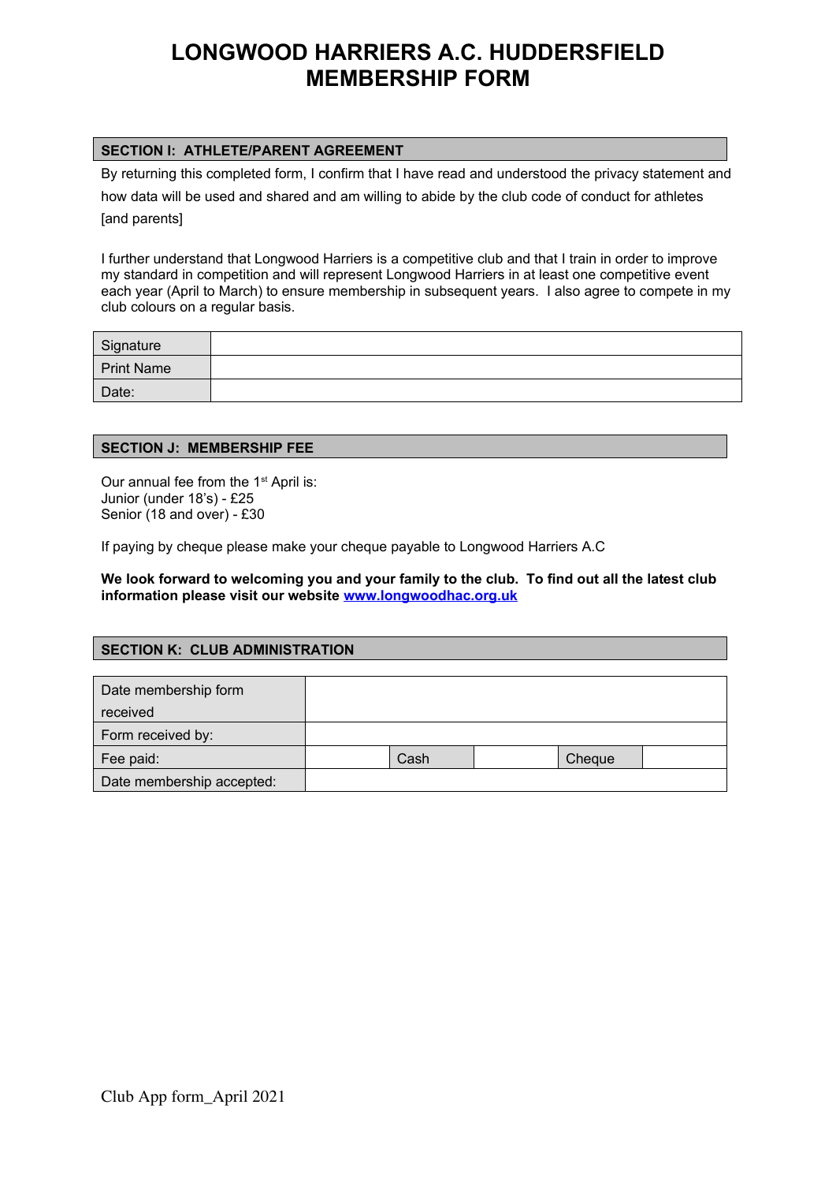# LONGWOOD HARRIERS A.C. HUDDERSFIELD MEMBERSHIP FORM

## SECTION I: ATHLETE/PARENT AGREEMENT

By returning this completed form, I confirm that I have read and understood the privacy statement and how data will be used and shared and am willing to abide by the club code of conduct for athletes [and parents]

I further understand that Longwood Harriers is a competitive club and that I train in order to improve my standard in competition and will represent Longwood Harriers in at least one competitive event each year (April to March) to ensure membership in subsequent years. I also agree to compete in my club colours on a regular basis.

| | |
|---|---|
| Signature | |
| Print Name | |
| Date: | |

## SECTION J: MEMBERSHIP FEE

Our annual fee from the 1st April is:
Junior (under 18's) - £25
Senior (18 and over) - £30

If paying by cheque please make your cheque payable to Longwood Harriers A.C

**We look forward to welcoming you and your family to the club. To find out all the latest club information please visit our website www.longwoodhac.org.uk**

## SECTION K: CLUB ADMINISTRATION

| | | | | | |
|---|---|---|---|---|---|
| Date membership form received | | | | | |
| Form received by: | | | | | |
| Fee paid: | | Cash | | Cheque | |
| Date membership accepted: | | | | | |

Club App form_April 2021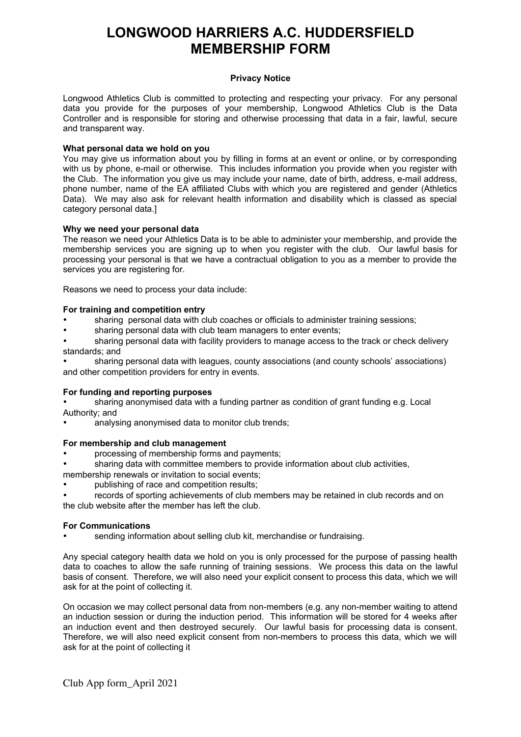# LONGWOOD HARRIERS A.C. HUDDERSFIELD MEMBERSHIP FORM

**Privacy Notice**

Longwood Athletics Club is committed to protecting and respecting your privacy. For any personal data you provide for the purposes of your membership, Longwood Athletics Club is the Data Controller and is responsible for storing and otherwise processing that data in a fair, lawful, secure and transparent way.

**What personal data we hold on you**

You may give us information about you by filling in forms at an event or online, or by corresponding with us by phone, e-mail or otherwise. This includes information you provide when you register with the Club. The information you give us may include your name, date of birth, address, e-mail address, phone number, name of the EA affiliated Clubs with which you are registered and gender (Athletics Data). We may also ask for relevant health information and disability which is classed as special category personal data.]

**Why we need your personal data**

The reason we need your Athletics Data is to be able to administer your membership, and provide the membership services you are signing up to when you register with the club. Our lawful basis for processing your personal is that we have a contractual obligation to you as a member to provide the services you are registering for.

Reasons we need to process your data include:

**For training and competition entry**

- sharing personal data with club coaches or officials to administer training sessions;
- sharing personal data with club team managers to enter events;
- sharing personal data with facility providers to manage access to the track or check delivery standards; and
- sharing personal data with leagues, county associations (and county schools' associations) and other competition providers for entry in events.

**For funding and reporting purposes**

- sharing anonymised data with a funding partner as condition of grant funding e.g. Local Authority; and
- analysing anonymised data to monitor club trends;

**For membership and club management**

- processing of membership forms and payments;
- sharing data with committee members to provide information about club activities, membership renewals or invitation to social events;
- publishing of race and competition results;
- records of sporting achievements of club members may be retained in club records and on the club website after the member has left the club.

**For Communications**

- sending information about selling club kit, merchandise or fundraising.

Any special category health data we hold on you is only processed for the purpose of passing health data to coaches to allow the safe running of training sessions. We process this data on the lawful basis of consent. Therefore, we will also need your explicit consent to process this data, which we will ask for at the point of collecting it.

On occasion we may collect personal data from non-members (e.g. any non-member waiting to attend an induction session or during the induction period. This information will be stored for 4 weeks after an induction event and then destroyed securely. Our lawful basis for processing data is consent. Therefore, we will also need explicit consent from non-members to process this data, which we will ask for at the point of collecting it

Club App form_April 2021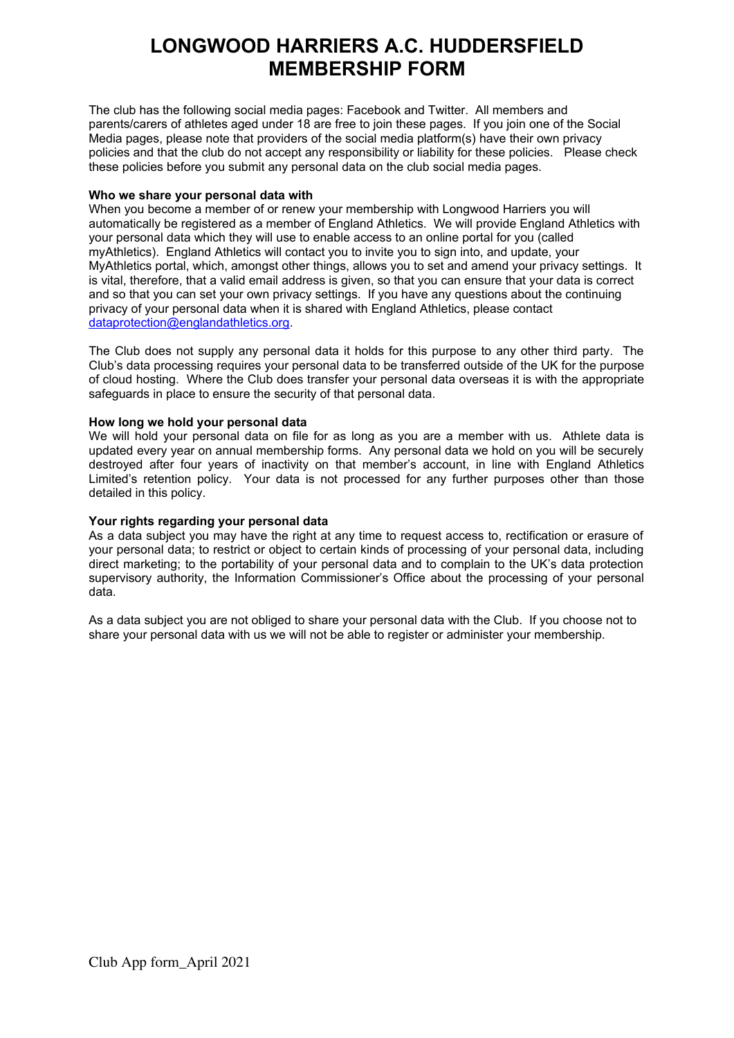# LONGWOOD HARRIERS A.C. HUDDERSFIELD MEMBERSHIP FORM

The club has the following social media pages: Facebook and Twitter. All members and parents/carers of athletes aged under 18 are free to join these pages. If you join one of the Social Media pages, please note that providers of the social media platform(s) have their own privacy policies and that the club do not accept any responsibility or liability for these policies. Please check these policies before you submit any personal data on the club social media pages.

**Who we share your personal data with**

When you become a member of or renew your membership with Longwood Harriers you will automatically be registered as a member of England Athletics. We will provide England Athletics with your personal data which they will use to enable access to an online portal for you (called myAthletics). England Athletics will contact you to invite you to sign into, and update, your MyAthletics portal, which, amongst other things, allows you to set and amend your privacy settings. It is vital, therefore, that a valid email address is given, so that you can ensure that your data is correct and so that you can set your own privacy settings. If you have any questions about the continuing privacy of your personal data when it is shared with England Athletics, please contact dataprotection@englandathletics.org.

The Club does not supply any personal data it holds for this purpose to any other third party. The Club's data processing requires your personal data to be transferred outside of the UK for the purpose of cloud hosting. Where the Club does transfer your personal data overseas it is with the appropriate safeguards in place to ensure the security of that personal data.

**How long we hold your personal data**

We will hold your personal data on file for as long as you are a member with us. Athlete data is updated every year on annual membership forms. Any personal data we hold on you will be securely destroyed after four years of inactivity on that member's account, in line with England Athletics Limited's retention policy. Your data is not processed for any further purposes other than those detailed in this policy.

**Your rights regarding your personal data**

As a data subject you may have the right at any time to request access to, rectification or erasure of your personal data; to restrict or object to certain kinds of processing of your personal data, including direct marketing; to the portability of your personal data and to complain to the UK's data protection supervisory authority, the Information Commissioner's Office about the processing of your personal data.

As a data subject you are not obliged to share your personal data with the Club. If you choose not to share your personal data with us we will not be able to register or administer your membership.